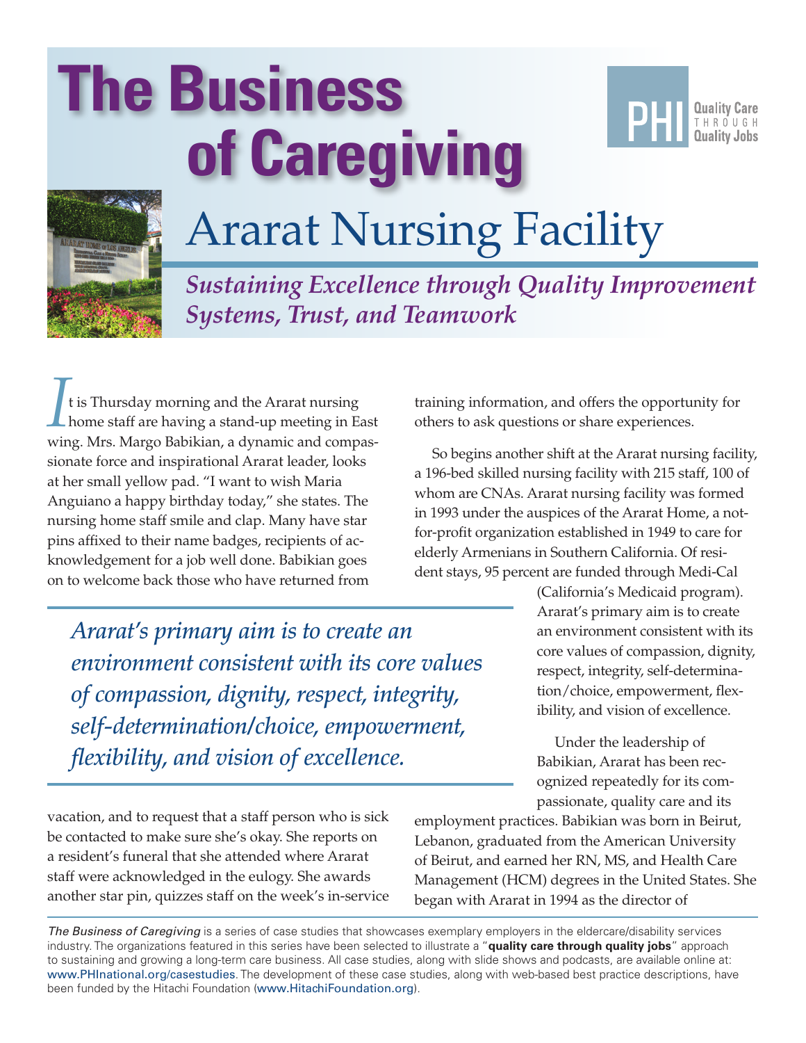# The Business of Caregiving

PHI Quality Care THROUGH Quality Jobs

## Ararat Nursing Facility

### *Sustaining Excellence through Quality Improvement Systems, Trust, and Teamwork*

It is Thursday morning and the Ararat nursing home staff are having a stand-up meeting in East wing. Mrs. Margo Babikian, a dynamic and compassionate force and inspirational Ararat leader, looks at her small yellow pad. "I want to wish Maria Anguiano a happy birthday today," she states. The nursing home staff smile and clap. Many have star pins affixed to their name badges, recipients of acknowledgement for a job well done. Babikian goes on to welcome back those who have returned from vacation, and to request that a staff person who is sick be contacted to make sure she's okay. She reports on a resident's funeral that she attended where Ararat staff were acknowledged in the eulogy. She awards another star pin, quizzes staff on the week's in-service training information, and offers the opportunity for others to ask questions or share experiences.

*Ararat's primary aim is to create an environment consistent with its core values of compassion, dignity, respect, integrity, self-determination/choice, empowerment, flexibility, and vision of excellence.*

So begins another shift at the Ararat nursing facility, a 196-bed skilled nursing facility with 215 staff, 100 of whom are CNAs. Ararat nursing facility was formed in 1993 under the auspices of the Ararat Home, a not-for-profit organization established in 1949 to care for elderly Armenians in Southern California. Of resident stays, 95 percent are funded through Medi-Cal (California's Medicaid program). Ararat's primary aim is to create an environment consistent with its core values of compassion, dignity, respect, integrity, self-determination/choice, empowerment, flexibility, and vision of excellence.

Under the leadership of Babikian, Ararat has been recognized repeatedly for its compassionate, quality care and its employment practices. Babikian was born in Beirut, Lebanon, graduated from the American University of Beirut, and earned her RN, MS, and Health Care Management (HCM) degrees in the United States. She began with Ararat in 1994 as the director of

*The Business of Caregiving* is a series of case studies that showcases exemplary employers in the eldercare/disability services industry. The organizations featured in this series have been selected to illustrate a "**quality care through quality jobs**" approach to sustaining and growing a long-term care business. All case studies, along with slide shows and podcasts, are available online at: www.PHInational.org/casestudies. The development of these case studies, along with web-based best practice descriptions, have been funded by the Hitachi Foundation (www.HitachiFoundation.org).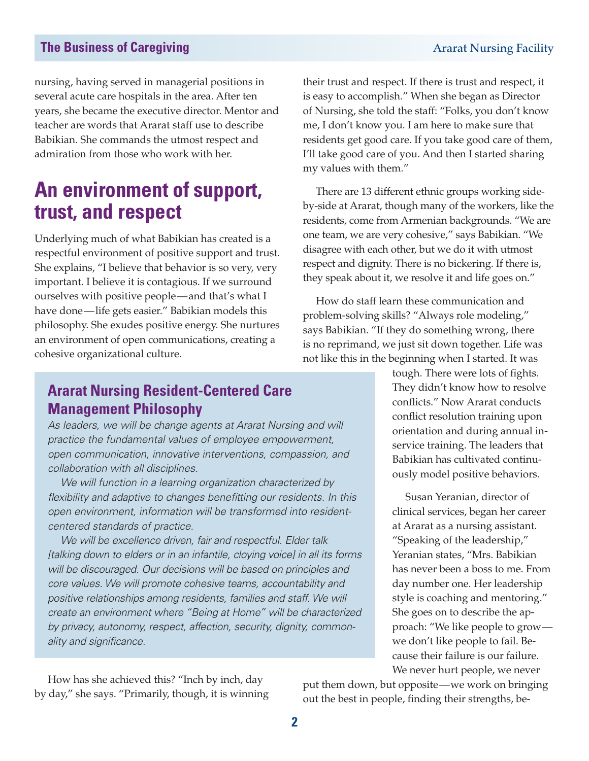nursing, having served in managerial positions in several acute care hospitals in the area. After ten years, she became the executive director. Mentor and teacher are words that Ararat staff use to describe Babikian. She commands the utmost respect and admiration from those who work with her.

## An environment of support, trust, and respect

Underlying much of what Babikian has created is a respectful environment of positive support and trust. She explains, "I believe that behavior is so very, very important. I believe it is contagious. If we surround ourselves with positive people—and that's what I have done—life gets easier." Babikian models this philosophy. She exudes positive energy. She nurtures an environment of open communications, creating a cohesive organizational culture.

> ### Ararat Nursing Resident-Centered Care Management Philosophy
>
> *As leaders, we will be change agents at Ararat Nursing and will practice the fundamental values of employee empowerment, open communication, innovative interventions, compassion, and collaboration with all disciplines.*
>
> *We will function in a learning organization characterized by flexibility and adaptive to changes benefitting our residents. In this open environment, information will be transformed into resident-centered standards of practice.*
>
> *We will be excellence driven, fair and respectful. Elder talk [talking down to elders or in an infantile, cloying voice] in all its forms will be discouraged. Our decisions will be based on principles and core values. We will promote cohesive teams, accountability and positive relationships among residents, families and staff. We will create an environment where "Being at Home" will be characterized by privacy, autonomy, respect, affection, security, dignity, commonality and significance.*

How has she achieved this? "Inch by inch, day by day," she says. "Primarily, though, it is winning their trust and respect. If there is trust and respect, it is easy to accomplish." When she began as Director of Nursing, she told the staff: "Folks, you don't know me, I don't know you. I am here to make sure that residents get good care. If you take good care of them, I'll take good care of you. And then I started sharing my values with them."

There are 13 different ethnic groups working side-by-side at Ararat, though many of the workers, like the residents, come from Armenian backgrounds. "We are one team, we are very cohesive," says Babikian. "We disagree with each other, but we do it with utmost respect and dignity. There is no bickering. If there is, they speak about it, we resolve it and life goes on."

How do staff learn these communication and problem-solving skills? "Always role modeling," says Babikian. "If they do something wrong, there is no reprimand, we just sit down together. Life was not like this in the beginning when I started. It was tough. There were lots of fights. They didn't know how to resolve conflicts." Now Ararat conducts conflict resolution training upon orientation and during annual in-service training. The leaders that Babikian has cultivated continuously model positive behaviors.

Susan Yeranian, director of clinical services, began her career at Ararat as a nursing assistant. "Speaking of the leadership," Yeranian states, "Mrs. Babikian has never been a boss to me. From day number one. Her leadership style is coaching and mentoring." She goes on to describe the approach: "We like people to grow—we don't like people to fail. Because their failure is our failure. We never hurt people, we never put them down, but opposite—we work on bringing out the best in people, finding their strengths, be-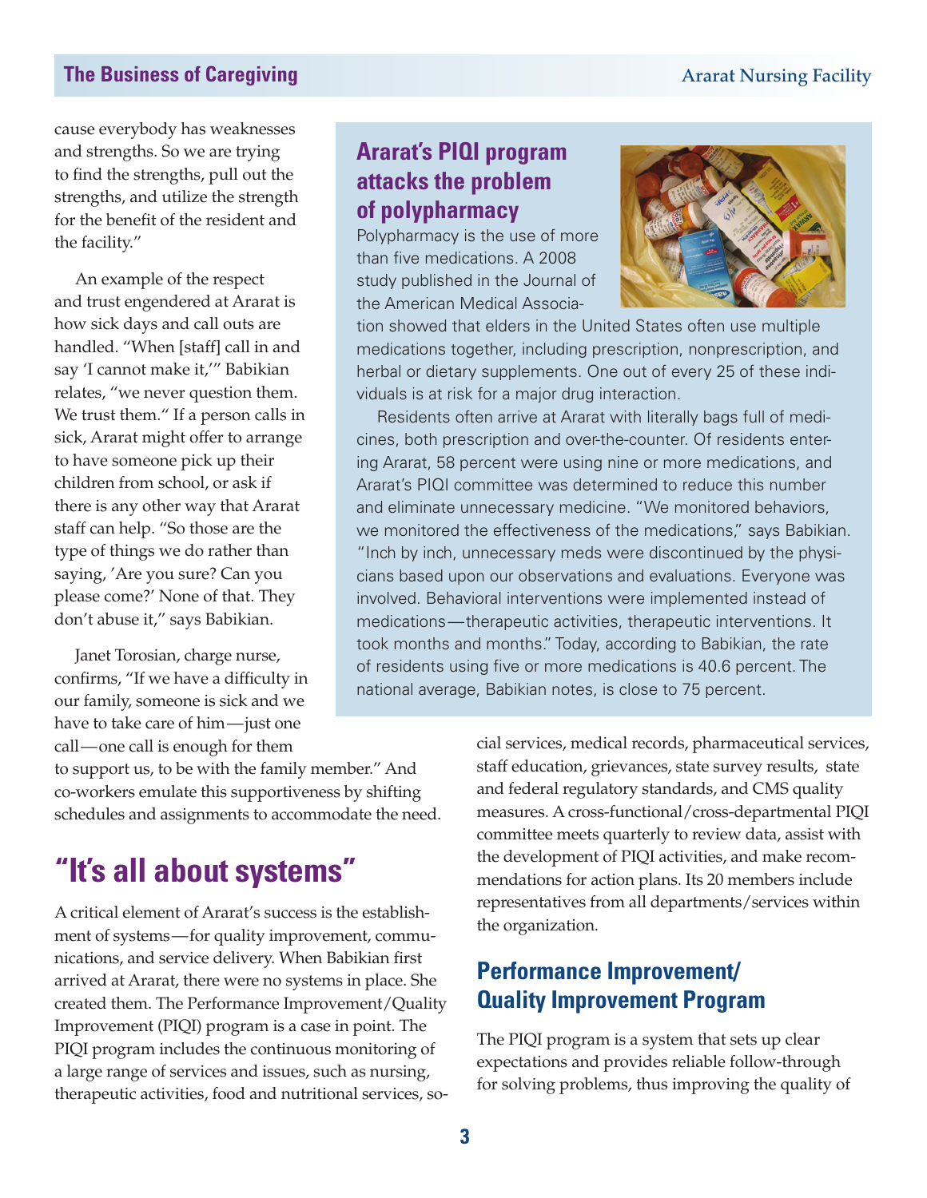cause everybody has weaknesses and strengths. So we are trying to find the strengths, pull out the strengths, and utilize the strength for the benefit of the resident and the facility."

An example of the respect and trust engendered at Ararat is how sick days and call outs are handled. "When [staff] call in and say 'I cannot make it,'" Babikian relates, "we never question them. We trust them." If a person calls in sick, Ararat might offer to arrange to have someone pick up their children from school, or ask if there is any other way that Ararat staff can help. "So those are the type of things we do rather than saying, 'Are you sure? Can you please come?' None of that. They don't abuse it," says Babikian.

Janet Torosian, charge nurse, confirms, "If we have a difficulty in our family, someone is sick and we have to take care of him—just one call—one call is enough for them to support us, to be with the family member." And co-workers emulate this supportiveness by shifting schedules and assignments to accommodate the need.

### Ararat's PIQI program attacks the problem of polypharmacy

Polypharmacy is the use of more than five medications. A 2008 study published in the Journal of the American Medical Association showed that elders in the United States often use multiple medications together, including prescription, nonprescription, and herbal or dietary supplements. One out of every 25 of these individuals is at risk for a major drug interaction.

Residents often arrive at Ararat with literally bags full of medicines, both prescription and over-the-counter. Of residents entering Ararat, 58 percent were using nine or more medications, and Ararat's PIQI committee was determined to reduce this number and eliminate unnecessary medicine. "We monitored behaviors, we monitored the effectiveness of the medications," says Babikian. "Inch by inch, unnecessary meds were discontinued by the physicians based upon our observations and evaluations. Everyone was involved. Behavioral interventions were implemented instead of medications—therapeutic activities, therapeutic interventions. It took months and months." Today, according to Babikian, the rate of residents using five or more medications is 40.6 percent. The national average, Babikian notes, is close to 75 percent.

## "It's all about systems"

A critical element of Ararat's success is the establishment of systems—for quality improvement, communications, and service delivery. When Babikian first arrived at Ararat, there were no systems in place. She created them. The Performance Improvement/Quality Improvement (PIQI) program is a case in point. The PIQI program includes the continuous monitoring of a large range of services and issues, such as nursing, therapeutic activities, food and nutritional services, social services, medical records, pharmaceutical services, staff education, grievances, state survey results, state and federal regulatory standards, and CMS quality measures. A cross-functional/cross-departmental PIQI committee meets quarterly to review data, assist with the development of PIQI activities, and make recommendations for action plans. Its 20 members include representatives from all departments/services within the organization.

### Performance Improvement/ Quality Improvement Program

The PIQI program is a system that sets up clear expectations and provides reliable follow-through for solving problems, thus improving the quality of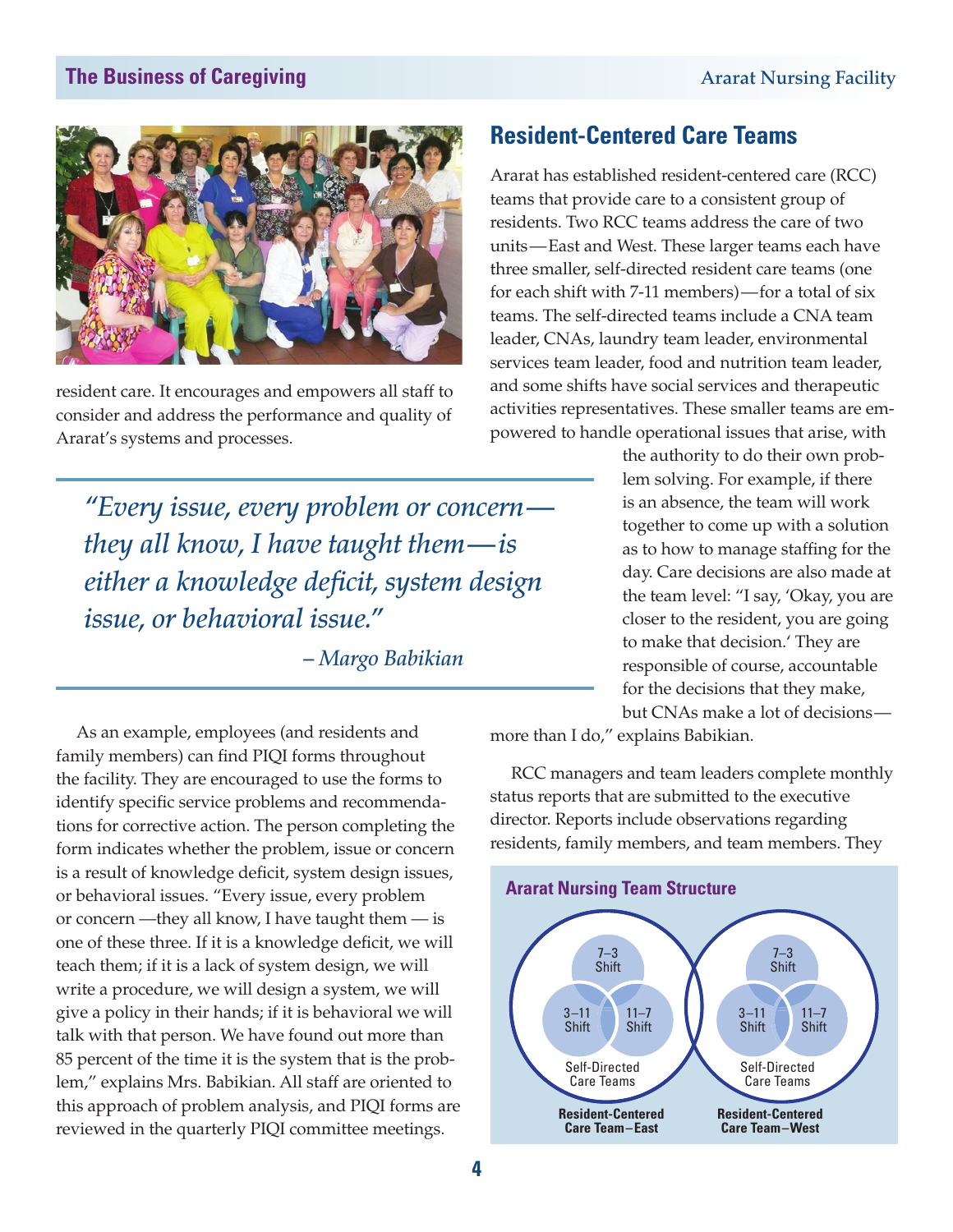resident care. It encourages and empowers all staff to consider and address the performance and quality of Ararat's systems and processes.

> *"Every issue, every problem or concern—they all know, I have taught them—is either a knowledge deficit, system design issue, or behavioral issue."*
>
> *– Margo Babikian*

As an example, employees (and residents and family members) can find PIQI forms throughout the facility. They are encouraged to use the forms to identify specific service problems and recommendations for corrective action. The person completing the form indicates whether the problem, issue or concern is a result of knowledge deficit, system design issues, or behavioral issues. "Every issue, every problem or concern —they all know, I have taught them — is one of these three. If it is a knowledge deficit, we will teach them; if it is a lack of system design, we will write a procedure, we will design a system, we will give a policy in their hands; if it is behavioral we will talk with that person. We have found out more than 85 percent of the time it is the system that is the problem," explains Mrs. Babikian. All staff are oriented to this approach of problem analysis, and PIQI forms are reviewed in the quarterly PIQI committee meetings.

## Resident-Centered Care Teams

Ararat has established resident-centered care (RCC) teams that provide care to a consistent group of residents. Two RCC teams address the care of two units—East and West. These larger teams each have three smaller, self-directed resident care teams (one for each shift with 7-11 members)—for a total of six teams. The self-directed teams include a CNA team leader, CNAs, laundry team leader, environmental services team leader, food and nutrition team leader, and some shifts have social services and therapeutic activities representatives. These smaller teams are empowered to handle operational issues that arise, with the authority to do their own problem solving. For example, if there is an absence, the team will work together to come up with a solution as to how to manage staffing for the day. Care decisions are also made at the team level: "I say, 'Okay, you are closer to the resident, you are going to make that decision.' They are responsible of course, accountable for the decisions that they make, but CNAs make a lot of decisions—more than I do," explains Babikian.

RCC managers and team leaders complete monthly status reports that are submitted to the executive director. Reports include observations regarding residents, family members, and team members. They

**Ararat Nursing Team Structure**

| Resident-Centered Care Team–East | Resident-Centered Care Team–West |
|---|---|
| Self-Directed Care Teams: 7–3 Shift, 3–11 Shift, 11–7 Shift | Self-Directed Care Teams: 7–3 Shift, 3–11 Shift, 11–7 Shift |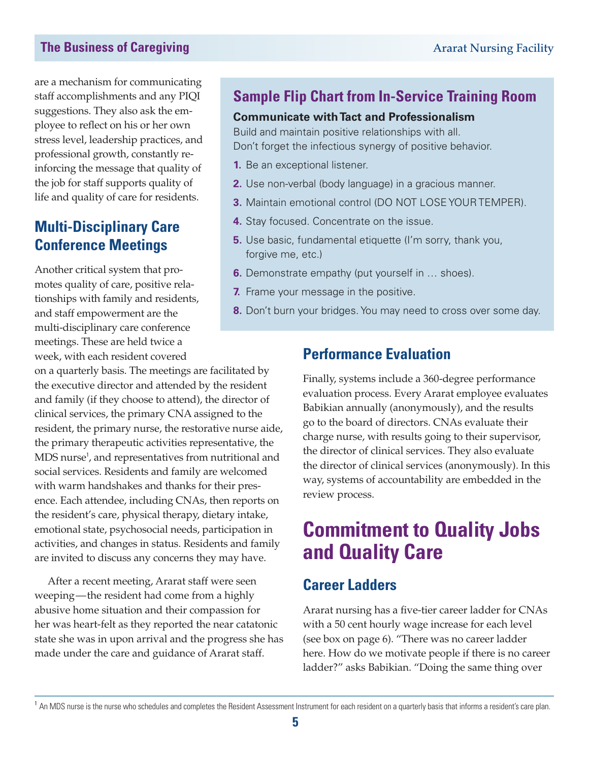are a mechanism for communicating staff accomplishments and any PIQI suggestions. They also ask the employee to reflect on his or her own stress level, leadership practices, and professional growth, constantly reinforcing the message that quality of the job for staff supports quality of life and quality of care for residents.

## Multi-Disciplinary Care Conference Meetings

Another critical system that promotes quality of care, positive relationships with family and residents, and staff empowerment are the multi-disciplinary care conference meetings. These are held twice a week, with each resident covered on a quarterly basis. The meetings are facilitated by the executive director and attended by the resident and family (if they choose to attend), the director of clinical services, the primary CNA assigned to the resident, the primary nurse, the restorative nurse aide, the primary therapeutic activities representative, the MDS nurse[1], and representatives from nutritional and social services. Residents and family are welcomed with warm handshakes and thanks for their presence. Each attendee, including CNAs, then reports on the resident's care, physical therapy, dietary intake, emotional state, psychosocial needs, participation in activities, and changes in status. Residents and family are invited to discuss any concerns they may have.

After a recent meeting, Ararat staff were seen weeping—the resident had come from a highly abusive home situation and their compassion for her was heart-felt as they reported the near catatonic state she was in upon arrival and the progress she has made under the care and guidance of Ararat staff.

### Sample Flip Chart from In-Service Training Room

**Communicate with Tact and Professionalism**

Build and maintain positive relationships with all.
Don't forget the infectious synergy of positive behavior.

1. Be an exceptional listener.
2. Use non-verbal (body language) in a gracious manner.
3. Maintain emotional control (DO NOT LOSE YOUR TEMPER).
4. Stay focused. Concentrate on the issue.
5. Use basic, fundamental etiquette (I'm sorry, thank you, forgive me, etc.)
6. Demonstrate empathy (put yourself in … shoes).
7. Frame your message in the positive.
8. Don't burn your bridges. You may need to cross over some day.

## Performance Evaluation

Finally, systems include a 360-degree performance evaluation process. Every Ararat employee evaluates Babikian annually (anonymously), and the results go to the board of directors. CNAs evaluate their charge nurse, with results going to their supervisor, the director of clinical services. They also evaluate the director of clinical services (anonymously). In this way, systems of accountability are embedded in the review process.

# Commitment to Quality Jobs and Quality Care

## Career Ladders

Ararat nursing has a five-tier career ladder for CNAs with a 50 cent hourly wage increase for each level (see box on page 6). "There was no career ladder here. How do we motivate people if there is no career ladder?" asks Babikian. "Doing the same thing over

[1] An MDS nurse is the nurse who schedules and completes the Resident Assessment Instrument for each resident on a quarterly basis that informs a resident's care plan.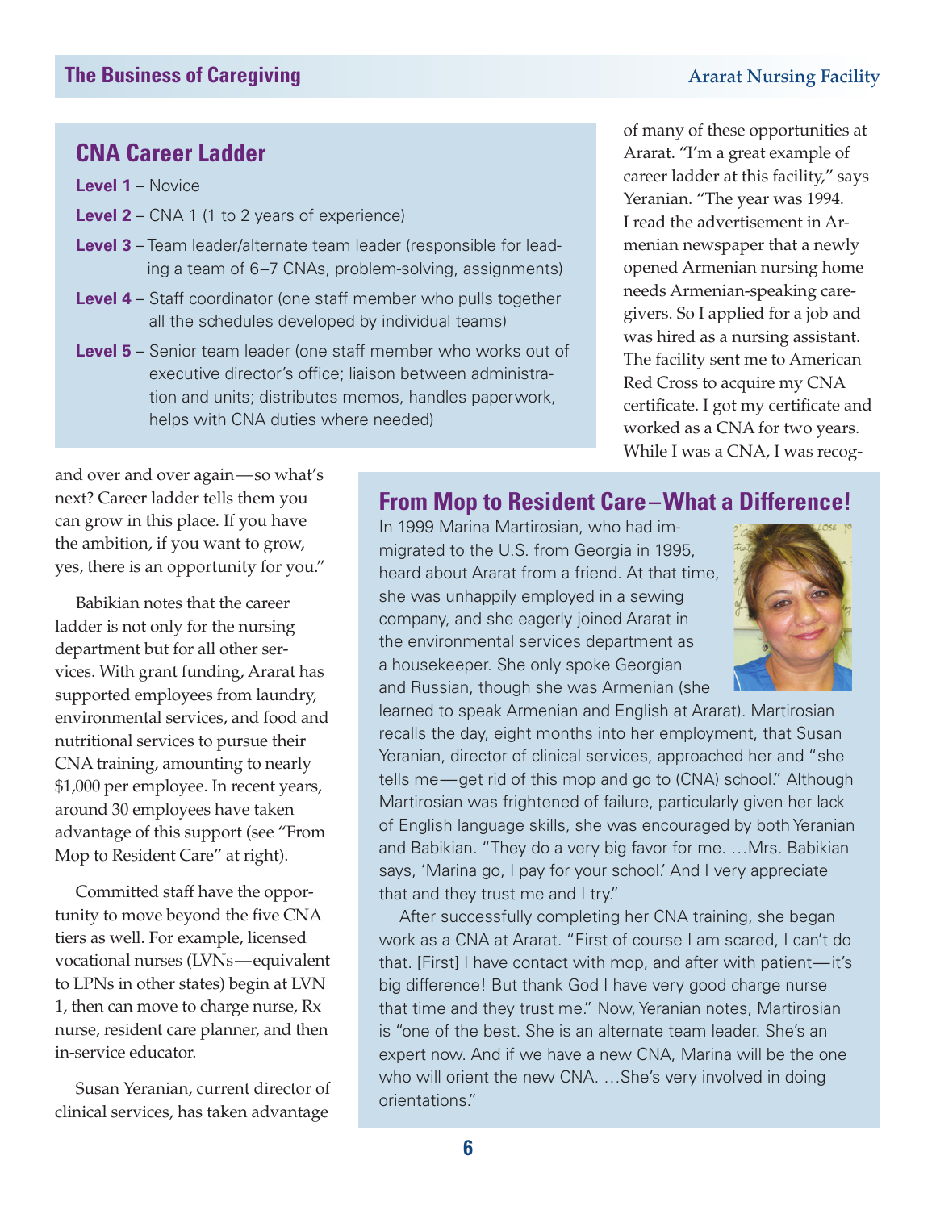## CNA Career Ladder

**Level 1** – Novice

**Level 2** – CNA 1 (1 to 2 years of experience)

**Level 3** – Team leader/alternate team leader (responsible for leading a team of 6–7 CNAs, problem-solving, assignments)

**Level 4** – Staff coordinator (one staff member who pulls together all the schedules developed by individual teams)

**Level 5** – Senior team leader (one staff member who works out of executive director's office; liaison between administration and units; distributes memos, handles paperwork, helps with CNA duties where needed)

and over and over again—so what's next? Career ladder tells them you can grow in this place. If you have the ambition, if you want to grow, yes, there is an opportunity for you."

Babikian notes that the career ladder is not only for the nursing department but for all other services. With grant funding, Ararat has supported employees from laundry, environmental services, and food and nutritional services to pursue their CNA training, amounting to nearly $1,000 per employee. In recent years, around 30 employees have taken advantage of this support (see "From Mop to Resident Care" at right).

Committed staff have the opportunity to move beyond the five CNA tiers as well. For example, licensed vocational nurses (LVNs—equivalent to LPNs in other states) begin at LVN 1, then can move to charge nurse, Rx nurse, resident care planner, and then in-service educator.

Susan Yeranian, current director of clinical services, has taken advantage of many of these opportunities at Ararat. "I'm a great example of career ladder at this facility," says Yeranian. "The year was 1994. I read the advertisement in Armenian newspaper that a newly opened Armenian nursing home needs Armenian-speaking caregivers. So I applied for a job and was hired as a nursing assistant. The facility sent me to American Red Cross to acquire my CNA certificate. I got my certificate and worked as a CNA for two years. While I was a CNA, I was recog-

## From Mop to Resident Care–What a Difference!

In 1999 Marina Martirosian, who had immigrated to the U.S. from Georgia in 1995, heard about Ararat from a friend. At that time, she was unhappily employed in a sewing company, and she eagerly joined Ararat in the environmental services department as a housekeeper. She only spoke Georgian and Russian, though she was Armenian (she learned to speak Armenian and English at Ararat). Martirosian recalls the day, eight months into her employment, that Susan Yeranian, director of clinical services, approached her and "she tells me—get rid of this mop and go to (CNA) school." Although Martirosian was frightened of failure, particularly given her lack of English language skills, she was encouraged by both Yeranian and Babikian. "They do a very big favor for me. …Mrs. Babikian says, 'Marina go, I pay for your school.' And I very appreciate that and they trust me and I try."

After successfully completing her CNA training, she began work as a CNA at Ararat. "First of course I am scared, I can't do that. [First] I have contact with mop, and after with patient—it's big difference! But thank God I have very good charge nurse that time and they trust me." Now, Yeranian notes, Martirosian is "one of the best. She is an alternate team leader. She's an expert now. And if we have a new CNA, Marina will be the one who will orient the new CNA. …She's very involved in doing orientations."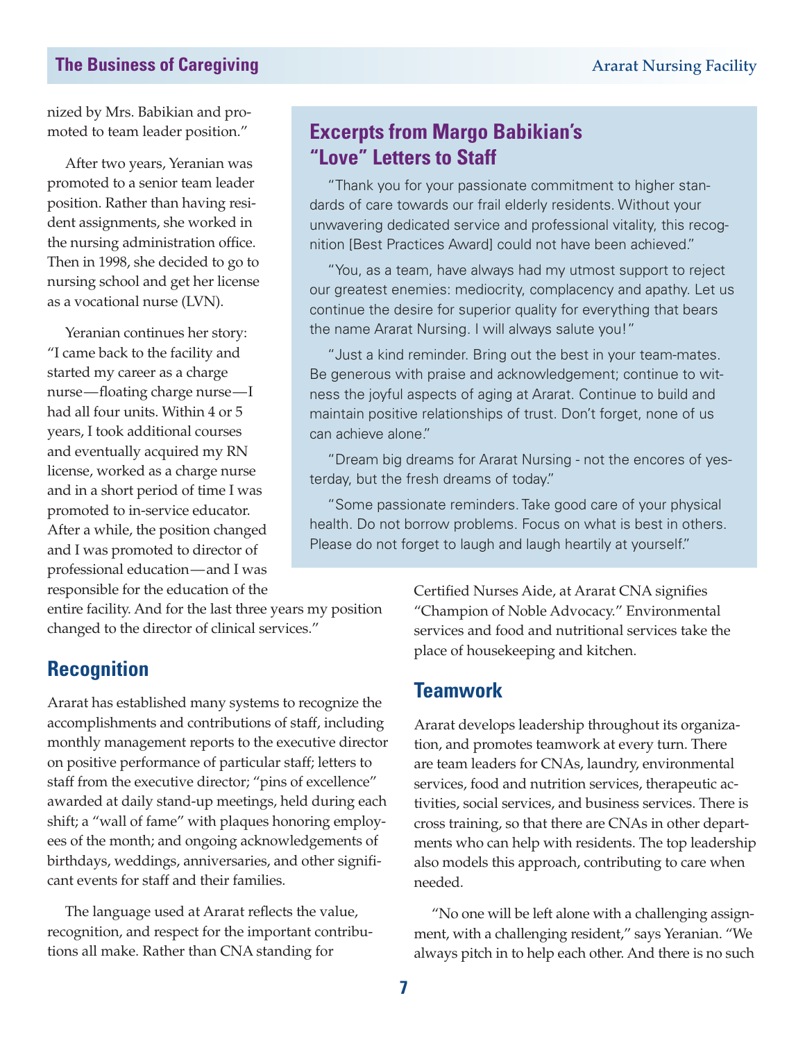nized by Mrs. Babikian and promoted to team leader position."

After two years, Yeranian was promoted to a senior team leader position. Rather than having resident assignments, she worked in the nursing administration office. Then in 1998, she decided to go to nursing school and get her license as a vocational nurse (LVN).

Yeranian continues her story: "I came back to the facility and started my career as a charge nurse—floating charge nurse—I had all four units. Within 4 or 5 years, I took additional courses and eventually acquired my RN license, worked as a charge nurse and in a short period of time I was promoted to in-service educator. After a while, the position changed and I was promoted to director of professional education—and I was responsible for the education of the entire facility. And for the last three years my position changed to the director of clinical services."

## Excerpts from Margo Babikian's "Love" Letters to Staff

"Thank you for your passionate commitment to higher standards of care towards our frail elderly residents. Without your unwavering dedicated service and professional vitality, this recognition [Best Practices Award] could not have been achieved."

"You, as a team, have always had my utmost support to reject our greatest enemies: mediocrity, complacency and apathy. Let us continue the desire for superior quality for everything that bears the name Ararat Nursing. I will always salute you!"

"Just a kind reminder. Bring out the best in your team-mates. Be generous with praise and acknowledgement; continue to witness the joyful aspects of aging at Ararat. Continue to build and maintain positive relationships of trust. Don't forget, none of us can achieve alone."

"Dream big dreams for Ararat Nursing - not the encores of yesterday, but the fresh dreams of today."

"Some passionate reminders. Take good care of your physical health. Do not borrow problems. Focus on what is best in others. Please do not forget to laugh and laugh heartily at yourself."

## Recognition

Ararat has established many systems to recognize the accomplishments and contributions of staff, including monthly management reports to the executive director on positive performance of particular staff; letters to staff from the executive director; "pins of excellence" awarded at daily stand-up meetings, held during each shift; a "wall of fame" with plaques honoring employees of the month; and ongoing acknowledgements of birthdays, weddings, anniversaries, and other significant events for staff and their families.

The language used at Ararat reflects the value, recognition, and respect for the important contributions all make. Rather than CNA standing for Certified Nurses Aide, at Ararat CNA signifies "Champion of Noble Advocacy." Environmental services and food and nutritional services take the place of housekeeping and kitchen.

## Teamwork

Ararat develops leadership throughout its organization, and promotes teamwork at every turn. There are team leaders for CNAs, laundry, environmental services, food and nutrition services, therapeutic activities, social services, and business services. There is cross training, so that there are CNAs in other departments who can help with residents. The top leadership also models this approach, contributing to care when needed.

"No one will be left alone with a challenging assignment, with a challenging resident," says Yeranian. "We always pitch in to help each other. And there is no such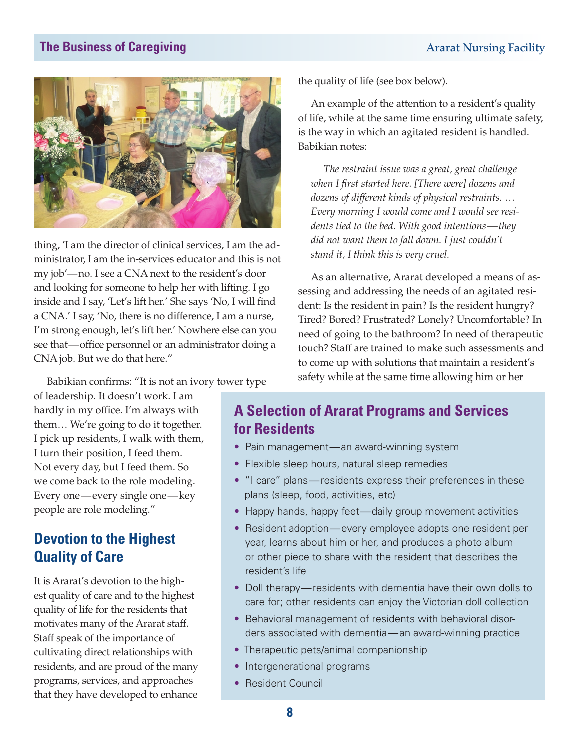thing, 'I am the director of clinical services, I am the administrator, I am the in-services educator and this is not my job'—no. I see a CNA next to the resident's door and looking for someone to help her with lifting. I go inside and I say, 'Let's lift her.' She says 'No, I will find a CNA.' I say, 'No, there is no difference, I am a nurse, I'm strong enough, let's lift her.' Nowhere else can you see that—office personnel or an administrator doing a CNA job. But we do that here."

Babikian confirms: "It is not an ivory tower type of leadership. It doesn't work. I am hardly in my office. I'm always with them… We're going to do it together. I pick up residents, I walk with them, I turn their position, I feed them. Not every day, but I feed them. So we come back to the role modeling. Every one—every single one—key people are role modeling."

## Devotion to the Highest Quality of Care

It is Ararat's devotion to the highest quality of care and to the highest quality of life for the residents that motivates many of the Ararat staff. Staff speak of the importance of cultivating direct relationships with residents, and are proud of the many programs, services, and approaches that they have developed to enhance the quality of life (see box below).

An example of the attention to a resident's quality of life, while at the same time ensuring ultimate safety, is the way in which an agitated resident is handled. Babikian notes:

> *The restraint issue was a great, great challenge when I first started here. [There were] dozens and dozens of different kinds of physical restraints. … Every morning I would come and I would see residents tied to the bed. With good intentions—they did not want them to fall down. I just couldn't stand it, I think this is very cruel.*

As an alternative, Ararat developed a means of assessing and addressing the needs of an agitated resident: Is the resident in pain? Is the resident hungry? Tired? Bored? Frustrated? Lonely? Uncomfortable? In need of going to the bathroom? In need of therapeutic touch? Staff are trained to make such assessments and to come up with solutions that maintain a resident's safety while at the same time allowing him or her

### A Selection of Ararat Programs and Services for Residents

- Pain management—an award-winning system
- Flexible sleep hours, natural sleep remedies
- "I care" plans—residents express their preferences in these plans (sleep, food, activities, etc)
- Happy hands, happy feet—daily group movement activities
- Resident adoption—every employee adopts one resident per year, learns about him or her, and produces a photo album or other piece to share with the resident that describes the resident's life
- Doll therapy—residents with dementia have their own dolls to care for; other residents can enjoy the Victorian doll collection
- Behavioral management of residents with behavioral disorders associated with dementia—an award-winning practice
- Therapeutic pets/animal companionship
- Intergenerational programs
- Resident Council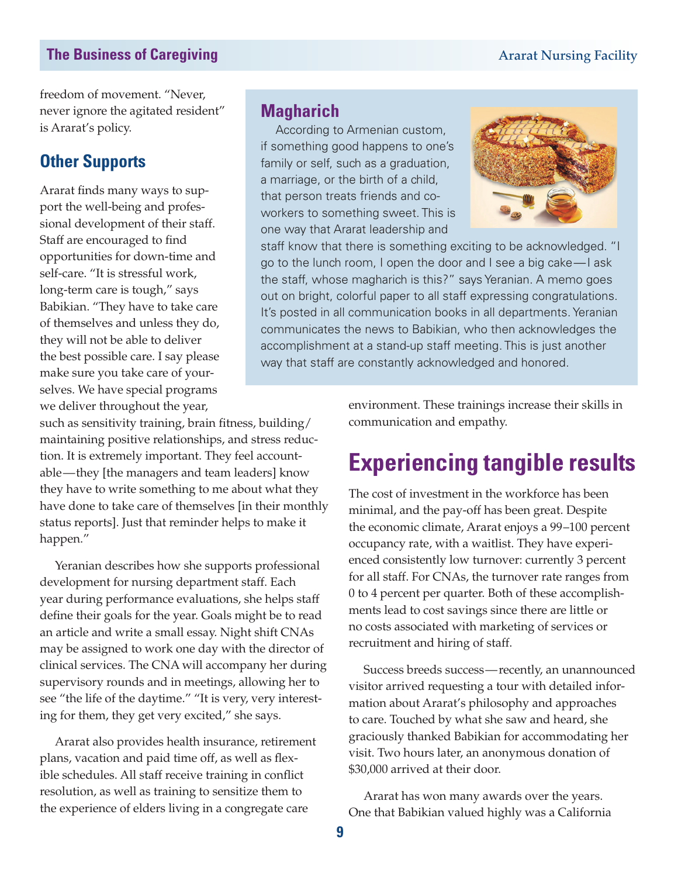freedom of movement. "Never, never ignore the agitated resident" is Ararat's policy.

## Other Supports

Ararat finds many ways to support the well-being and professional development of their staff. Staff are encouraged to find opportunities for down-time and self-care. "It is stressful work, long-term care is tough," says Babikian. "They have to take care of themselves and unless they do, they will not be able to deliver the best possible care. I say please make sure you take care of yourselves. We have special programs we deliver throughout the year, such as sensitivity training, brain fitness, building/maintaining positive relationships, and stress reduction. It is extremely important. They feel accountable—they [the managers and team leaders] know they have to write something to me about what they have done to take care of themselves [in their monthly status reports]. Just that reminder helps to make it happen."

Yeranian describes how she supports professional development for nursing department staff. Each year during performance evaluations, she helps staff define their goals for the year. Goals might be to read an article and write a small essay. Night shift CNAs may be assigned to work one day with the director of clinical services. The CNA will accompany her during supervisory rounds and in meetings, allowing her to see "the life of the daytime." "It is very, very interesting for them, they get very excited," she says.

Ararat also provides health insurance, retirement plans, vacation and paid time off, as well as flexible schedules. All staff receive training in conflict resolution, as well as training to sensitize them to the experience of elders living in a congregate care environment. These trainings increase their skills in communication and empathy.

## Magharich

According to Armenian custom, if something good happens to one's family or self, such as a graduation, a marriage, or the birth of a child, that person treats friends and co-workers to something sweet. This is one way that Ararat leadership and staff know that there is something exciting to be acknowledged. "I go to the lunch room, I open the door and I see a big cake—I ask the staff, whose magharich is this?" says Yeranian. A memo goes out on bright, colorful paper to all staff expressing congratulations. It's posted in all communication books in all departments. Yeranian communicates the news to Babikian, who then acknowledges the accomplishment at a stand-up staff meeting. This is just another way that staff are constantly acknowledged and honored.

# Experiencing tangible results

The cost of investment in the workforce has been minimal, and the pay-off has been great. Despite the economic climate, Ararat enjoys a 99–100 percent occupancy rate, with a waitlist. They have experienced consistently low turnover: currently 3 percent for all staff. For CNAs, the turnover rate ranges from 0 to 4 percent per quarter. Both of these accomplishments lead to cost savings since there are little or no costs associated with marketing of services or recruitment and hiring of staff.

Success breeds success—recently, an unannounced visitor arrived requesting a tour with detailed information about Ararat's philosophy and approaches to care. Touched by what she saw and heard, she graciously thanked Babikian for accommodating her visit. Two hours later, an anonymous donation of $30,000 arrived at their door.

Ararat has won many awards over the years. One that Babikian valued highly was a California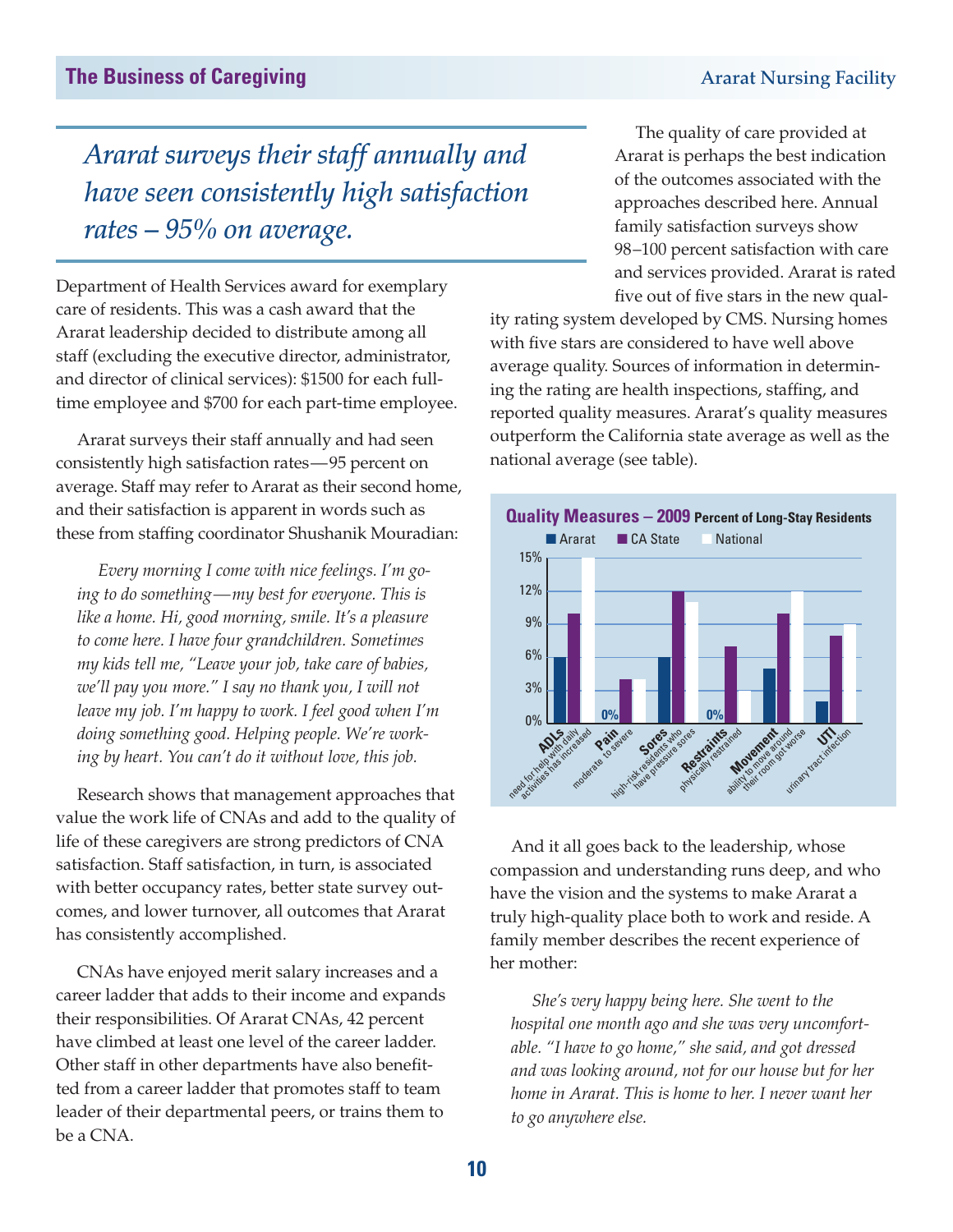*Ararat surveys their staff annually and have seen consistently high satisfaction rates – 95% on average.*

Department of Health Services award for exemplary care of residents. This was a cash award that the Ararat leadership decided to distribute among all staff (excluding the executive director, administrator, and director of clinical services): $1500 for each full-time employee and $700 for each part-time employee.

Ararat surveys their staff annually and had seen consistently high satisfaction rates—95 percent on average. Staff may refer to Ararat as their second home, and their satisfaction is apparent in words such as these from staffing coordinator Shushanik Mouradian:

> *Every morning I come with nice feelings. I'm going to do something—my best for everyone. This is like a home. Hi, good morning, smile. It's a pleasure to come here. I have four grandchildren. Sometimes my kids tell me, "Leave your job, take care of babies, we'll pay you more." I say no thank you, I will not leave my job. I'm happy to work. I feel good when I'm doing something good. Helping people. We're working by heart. You can't do it without love, this job.*

Research shows that management approaches that value the work life of CNAs and add to the quality of life of these caregivers are strong predictors of CNA satisfaction. Staff satisfaction, in turn, is associated with better occupancy rates, better state survey outcomes, and lower turnover, all outcomes that Ararat has consistently accomplished.

CNAs have enjoyed merit salary increases and a career ladder that adds to their income and expands their responsibilities. Of Ararat CNAs, 42 percent have climbed at least one level of the career ladder. Other staff in other departments have also benefitted from a career ladder that promotes staff to team leader of their departmental peers, or trains them to be a CNA.

The quality of care provided at Ararat is perhaps the best indication of the outcomes associated with the approaches described here. Annual family satisfaction surveys show 98–100 percent satisfaction with care and services provided. Ararat is rated five out of five stars in the new quality rating system developed by CMS. Nursing homes with five stars are considered to have well above average quality. Sources of information in determining the rating are health inspections, staffing, and reported quality measures. Ararat's quality measures outperform the California state average as well as the national average (see table).

**Quality Measures – 2009** Percent of Long-Stay Residents

| Measure | Ararat | CA State | National |
|---|---|---|---|
| ADLs (need for help with daily activities has increased) | 6% | 10% | 15% |
| Pain (moderate to severe) | 0% | 4% | 4% |
| Sores (high-risk residents who have pressure sores) | 6% | 12% | 11% |
| Restraints (physically restrained) | 0% | 7% | 3% |
| Movement (ability to move around their room got worse) | 5% | 10% | 12% |
| UTI (urinary tract infection) | 2% | 8% | 9% |

And it all goes back to the leadership, whose compassion and understanding runs deep, and who have the vision and the systems to make Ararat a truly high-quality place both to work and reside. A family member describes the recent experience of her mother:

> *She's very happy being here. She went to the hospital one month ago and she was very uncomfortable. "I have to go home," she said, and got dressed and was looking around, not for our house but for her home in Ararat. This is home to her. I never want her to go anywhere else.*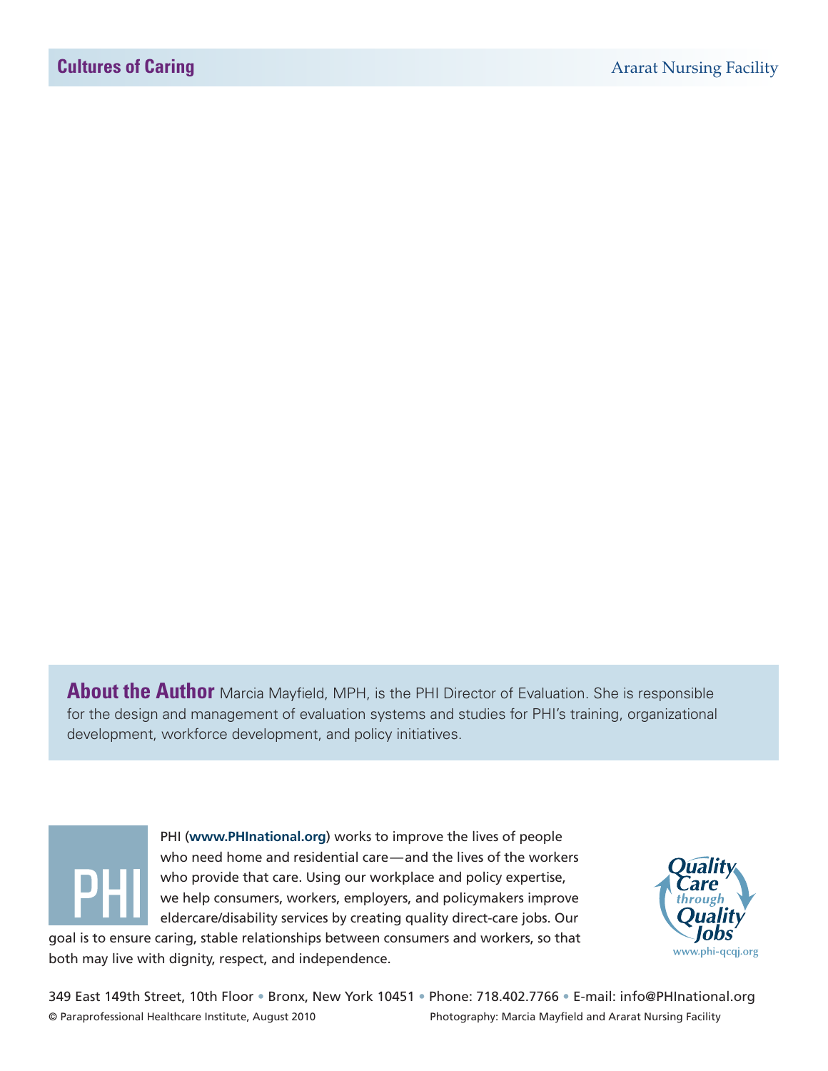**About the Author** Marcia Mayfield, MPH, is the PHI Director of Evaluation. She is responsible for the design and management of evaluation systems and studies for PHI's training, organizational development, workforce development, and policy initiatives.

PHI

PHI (**www.PHInational.org**) works to improve the lives of people who need home and residential care—and the lives of the workers who provide that care. Using our workplace and policy expertise, we help consumers, workers, employers, and policymakers improve eldercare/disability services by creating quality direct-care jobs. Our goal is to ensure caring, stable relationships between consumers and workers, so that both may live with dignity, respect, and independence.

Quality Care through Quality Jobs
www.phi-qcqj.org

349 East 149th Street, 10th Floor • Bronx, New York 10451 • Phone: 718.402.7766 • E-mail: info@PHInational.org

© Paraprofessional Healthcare Institute, August 2010

Photography: Marcia Mayfield and Ararat Nursing Facility